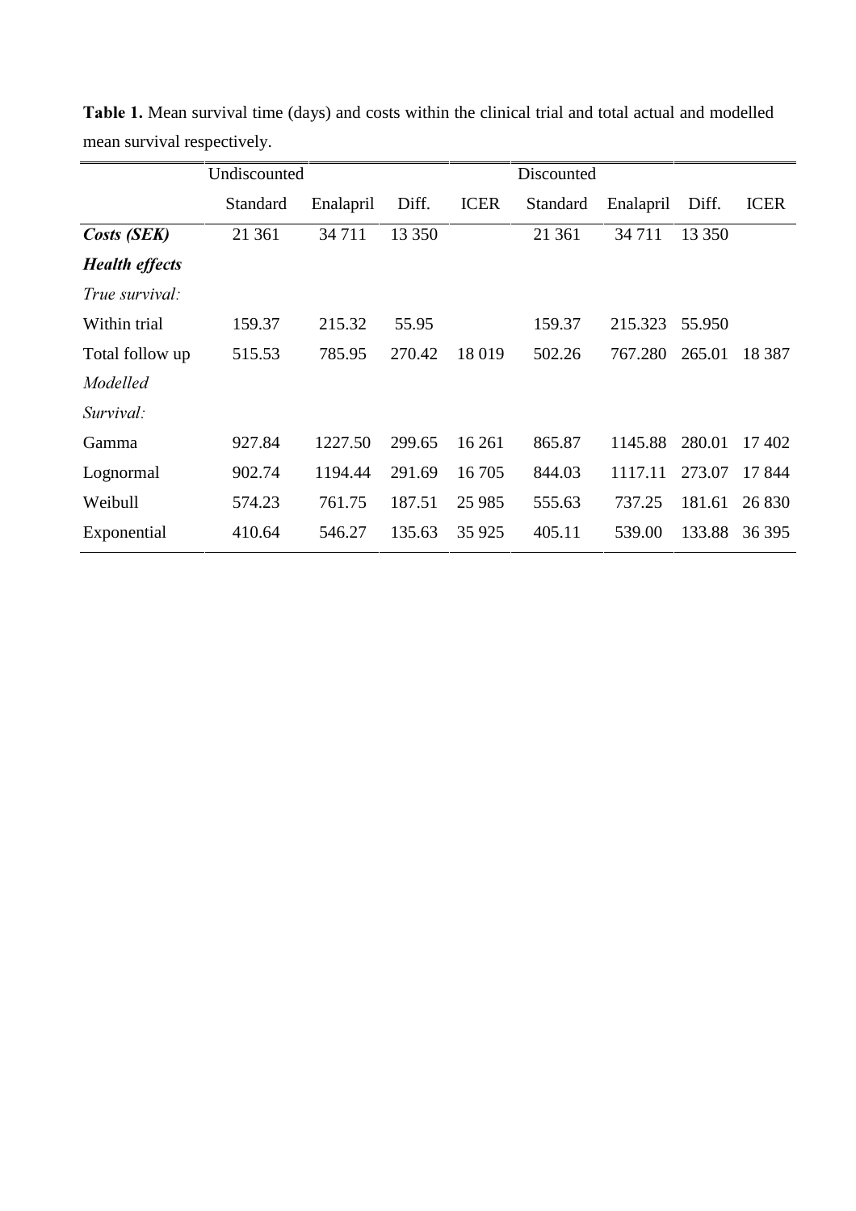**Table 1.** Mean survival time (days) and costs within the clinical trial and total actual and modelled mean survival respectively.

| | Undiscounted | | | | Discounted | | | |
|---|---|---|---|---|---|---|---|---|
| | Standard | Enalapril | Diff. | ICER | Standard | Enalapril | Diff. | ICER |
| ***Costs (SEK)*** | 21 361 | 34 711 | 13 350 | | 21 361 | 34 711 | 13 350 | |
| ***Health effects*** | | | | | | | | |
| *True survival:* | | | | | | | | |
| Within trial | 159.37 | 215.32 | 55.95 | | 159.37 | 215.323 | 55.950 | |
| Total follow up | 515.53 | 785.95 | 270.42 | 18 019 | 502.26 | 767.280 | 265.01 | 18 387 |
| *Modelled Survival:* | | | | | | | | |
| Gamma | 927.84 | 1227.50 | 299.65 | 16 261 | 865.87 | 1145.88 | 280.01 | 17 402 |
| Lognormal | 902.74 | 1194.44 | 291.69 | 16 705 | 844.03 | 1117.11 | 273.07 | 17 844 |
| Weibull | 574.23 | 761.75 | 187.51 | 25 985 | 555.63 | 737.25 | 181.61 | 26 830 |
| Exponential | 410.64 | 546.27 | 135.63 | 35 925 | 405.11 | 539.00 | 133.88 | 36 395 |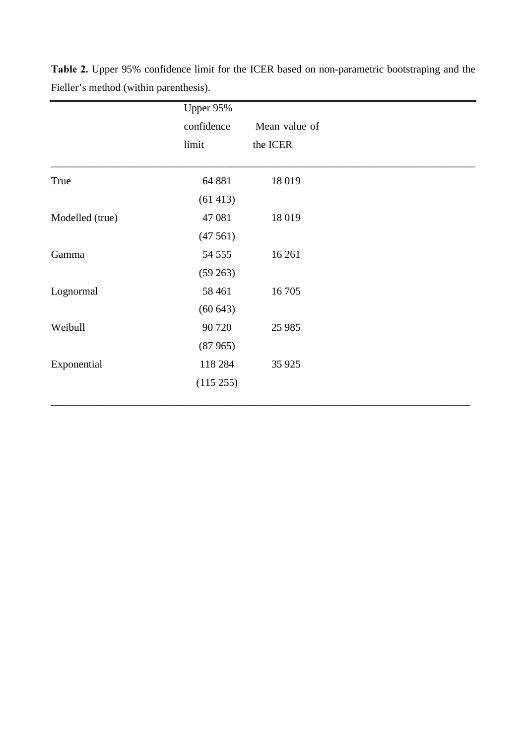**Table 2.** Upper 95% confidence limit for the ICER based on non-parametric bootstraping and the Fieller's method (within parenthesis).

| | Upper 95% confidence limit | Mean value of the ICER |
|---|---|---|
| True | 64 881<br>(61 413) | 18 019 |
| Modelled (true) | 47 081<br>(47 561) | 18 019 |
| Gamma | 54 555<br>(59 263) | 16 261 |
| Lognormal | 58 461<br>(60 643) | 16 705 |
| Weibull | 90 720<br>(87 965) | 25 985 |
| Exponential | 118 284<br>(115 255) | 35 925 |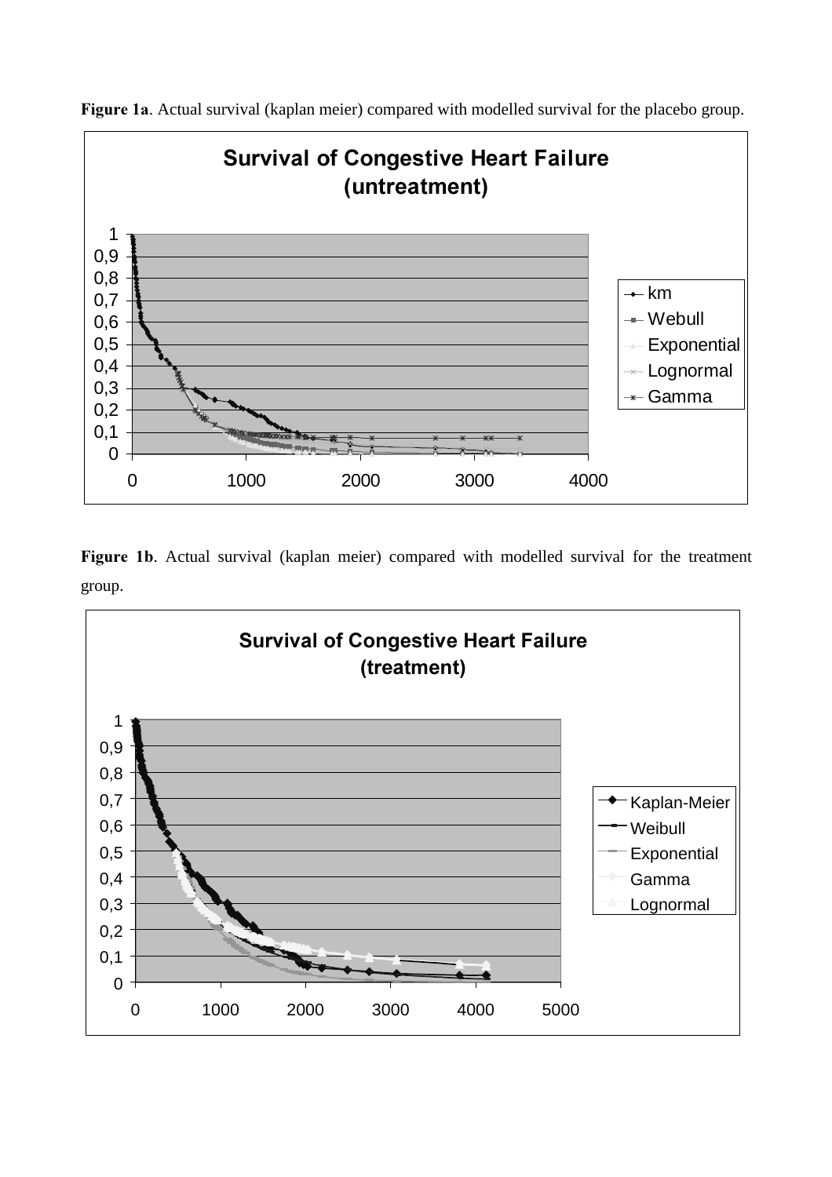**Figure 1a**. Actual survival (kaplan meier) compared with modelled survival for the placebo group.

**Figure 1b**. Actual survival (kaplan meier) compared with modelled survival for the treatment group.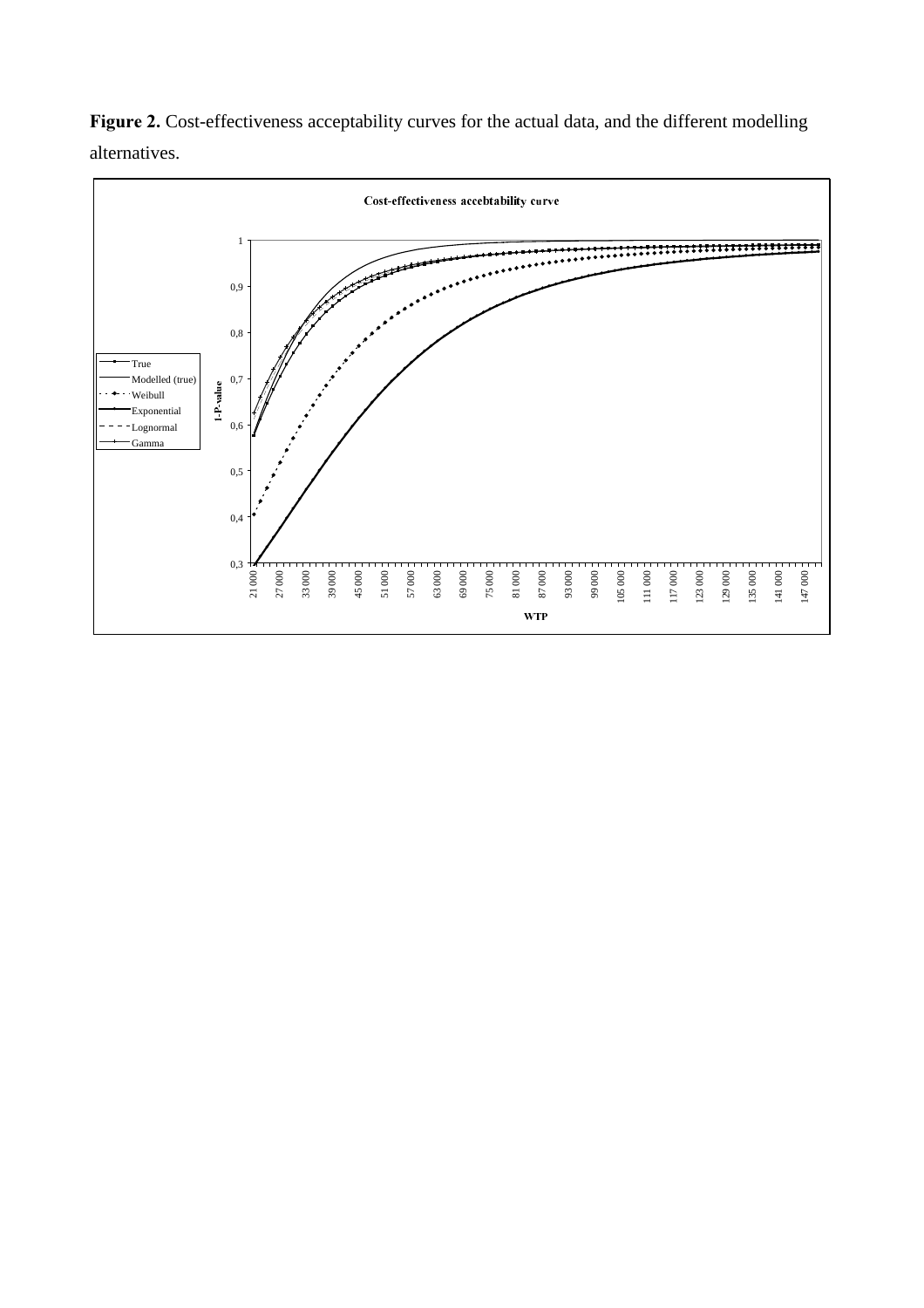**Figure 2.** Cost-effectiveness acceptability curves for the actual data, and the different modelling alternatives.

Cost-effectiveness accebtability curve

1-P-value

1
0,9
0,8
0,7
0,6
0,5
0,4
0,3

WTP

21 000
27 000
33 000
39 000
45 000
51 000
57 000
63 000
69 000
75 000
81 000
87 000
93 000
99 000
105 000
111 000
117 000
123 000
129 000
135 000
141 000
147 000

True
Modelled (true)
Weibull
Exponential
Lognormal
Gamma